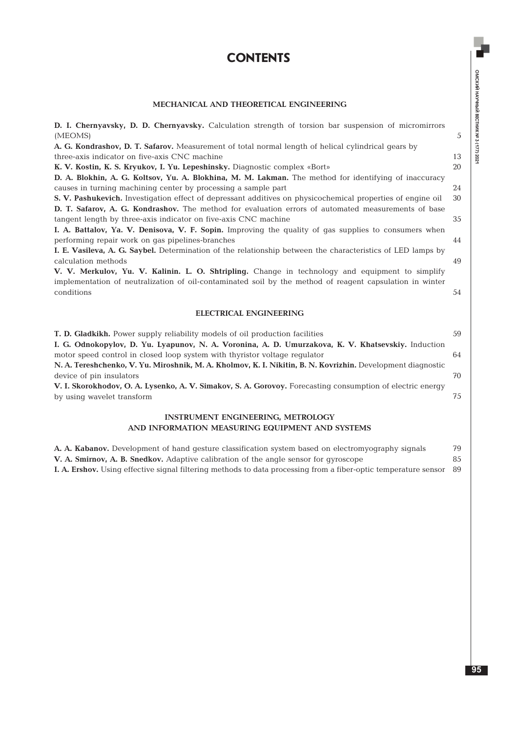# CONTENTS

## MECHANICAL AND THEORETICAL ENGINEERING

**D. I. Chernyavsky, D. D. Chernyavsky.** Calculation strength of torsion bar suspension of micromirrors (MEOMS) 5

**A. G. Kondrashov, D. T. Safarov.** Measurement of total normal length of helical cylindrical gears by three-axis indicator on five-axis CNC machine 13

**K. V. Kostin, K. S. Kryukov, I. Yu. Lepeshinsky.** Diagnostic complex «Bort» 20

**D. A. Blokhin, A. G. Koltsov, Yu. A. Blokhina, M. M. Lakman.** The method for identifying of inaccuracy causes in turning machining center by processing a sample part 24

**S. V. Pashukevich.** Investigation effect of depressant additives on physicochemical properties of engine oil 30

**D. T. Safarov, A. G. Kondrashov.** The method for evaluation errors of automated measurements of base tangent length by three-axis indicator on five-axis CNC machine 35

**I. A. Battalov, Ya. V. Denisova, V. F. Sopin.** Improving the quality of gas supplies to consumers when performing repair work on gas pipelines-branches 44

**I. E. Vasileva, A. G. Saybel.** Determination of the relationship between the characteristics of LED lamps by calculation methods 49

**V. V. Merkulov, Yu. V. Kalinin. L. O. Shtripling.** Change in technology and equipment to simplify implementation of neutralization of oil-contaminated soil by the method of reagent capsulation in winter conditions 54

## ELECTRICAL ENGINEERING

**T. D. Gladkikh.** Power supply reliability models of oil production facilities 59

**I. G. Odnokopylov, D. Yu. Lyapunov, N. A. Voronina, A. D. Umurzakova, K. V. Khatsevskiy.** Induction motor speed control in closed loop system with thyristor voltage regulator 64

**N. A. Tereshchenko, V. Yu. Miroshnik, M. A. Kholmov, K. I. Nikitin, B. N. Kovrizhin.** Development diagnostic device of pin insulators 70

**V. I. Skorokhodov, O. A. Lysenko, A. V. Simakov, S. A. Gorovoy.** Forecasting consumption of electric energy by using wavelet transform 75

## INSTRUMENT ENGINEERING, METROLOGY AND INFORMATION MEASURING EQUIPMENT AND SYSTEMS

**A. A. Kabanov.** Development of hand gesture classification system based on electromyography signals 79

**V. A. Smirnov, A. B. Snedkov.** Adaptive calibration of the angle sensor for gyroscope 85

**I. A. Ershov.** Using effective signal filtering methods to data processing from a fiber-optic temperature sensor 89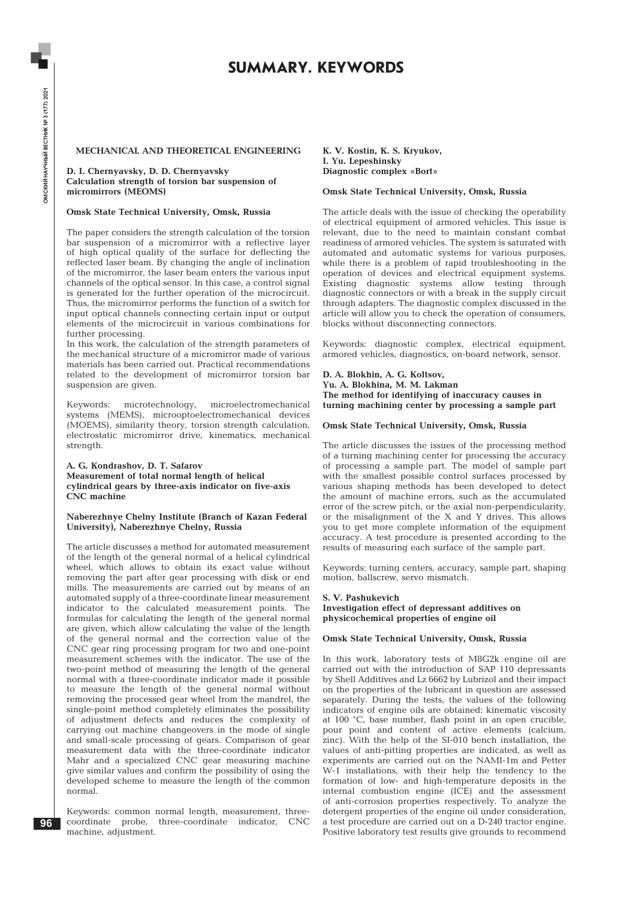# SUMMARY. KEYWORDS

## MECHANICAL AND THEORETICAL ENGINEERING

**D. I. Chernyavsky, D. D. Chernyavsky**
**Calculation strength of torsion bar suspension of micromirrors (MEOMS)**

**Omsk State Technical University, Omsk, Russia**

The paper considers the strength calculation of the torsion bar suspension of a micromirror with a reflective layer of high optical quality of the surface for deflecting the reflected laser beam. By changing the angle of inclination of the micromirror, the laser beam enters the various input channels of the optical sensor. In this case, a control signal is generated for the further operation of the microcircuit. Thus, the micromirror performs the function of a switch for input optical channels connecting certain input or output elements of the microcircuit in various combinations for further processing.
In this work, the calculation of the strength parameters of the mechanical structure of a micromirror made of various materials has been carried out. Practical recommendations related to the development of micromirror torsion bar suspension are given.

Keywords: microtechnology, microelectromechanical systems (MEMS), microoptoelectromechanical devices (MOEMS), similarity theory, torsion strength calculation, electrostatic micromirror drive, kinematics, mechanical strength.

**A. G. Kondrashov, D. T. Safarov**
**Measurement of total normal length of helical cylindrical gears by three-axis indicator on five-axis CNC machine**

**Naberezhnye Chelny Institute (Branch of Kazan Federal University), Naberezhnye Chelny, Russia**

The article discusses a method for automated measurement of the length of the general normal of a helical cylindrical wheel, which allows to obtain its exact value without removing the part after gear processing with disk or end mills. The measurements are carried out by means of an automated supply of a three-coordinate linear measurement indicator to the calculated measurement points. The formulas for calculating the length of the general normal are given, which allow calculating the value of the length of the general normal and the correction value of the CNC gear ring processing program for two and one-point measurement schemes with the indicator. The use of the two-point method of measuring the length of the general normal with a three-coordinate indicator made it possible to measure the length of the general normal without removing the processed gear wheel from the mandrel, the single-point method completely eliminates the possibility of adjustment defects and reduces the complexity of carrying out machine changeovers in the mode of single and small-scale processing of gears. Comparison of gear measurement data with the three-coordinate indicator Mahr and a specialized CNC gear measuring machine give similar values and confirm the possibility of using the developed scheme to measure the length of the common normal.

Keywords: common normal length, measurement, three-coordinate probe, three-coordinate indicator, CNC machine, adjustment.

**K. V. Kostin, K. S. Kryukov, I. Yu. Lepeshinsky**
**Diagnostic complex «Bort»**

**Omsk State Technical University, Omsk, Russia**

The article deals with the issue of checking the operability of electrical equipment of armored vehicles. This issue is relevant, due to the need to maintain constant combat readiness of armored vehicles. The system is saturated with automated and automatic systems for various purposes, while there is a problem of rapid troubleshooting in the operation of devices and electrical equipment systems. Existing diagnostic systems allow testing through diagnostic connectors or with a break in the supply circuit through adapters. The diagnostic complex discussed in the article will allow you to check the operation of consumers, blocks without disconnecting connectors.

Keywords: diagnostic complex, electrical equipment, armored vehicles, diagnostics, on-board network, sensor.

**D. A. Blokhin, A. G. Koltsov, Yu. A. Blokhina, M. M. Lakman**
**The method for identifying of inaccuracy causes in turning machining center by processing a sample part**

**Omsk State Technical University, Omsk, Russia**

The article discusses the issues of the processing method of a turning machining center for processing the accuracy of processing a sample part. The model of sample part with the smallest possible control surfaces processed by various shaping methods has been developed to detect the amount of machine errors, such as the accumulated error of the screw pitch, or the axial non-perpendicularity, or the misalignment of the X and Y drives. This allows you to get more complete information of the equipment accuracy. A test procedure is presented according to the results of measuring each surface of the sample part.

Keywords: turning centers, accuracy, sample part, shaping motion, ballscrew, servo mismatch.

**S. V. Pashukevich**
**Investigation effect of depressant additives on physicochemical properties of engine oil**

**Omsk State Technical University, Omsk, Russia**

In this work, laboratory tests of M8G2k engine oil are carried out with the introduction of SAP 110 depressants by Shell Additives and Lz 6662 by Lubrizol and their impact on the properties of the lubricant in question are assessed separately. During the tests, the values of the following indicators of engine oils are obtained: kinematic viscosity at 100 °C, base number, flash point in an open crucible, pour point and content of active elements (calcium, zinc). With the help of the SI-010 bench installation, the values of anti-pitting properties are indicated, as well as experiments are carried out on the NAMI-1m and Petter W-1 installations, with their help the tendency to the formation of low- and high-temperature deposits in the internal combustion engine (ICE) and the assessment of anti-corrosion properties respectively. To analyze the detergent properties of the engine oil under consideration, a test procedure are carried out on a D-240 tractor engine. Positive laboratory test results give grounds to recommend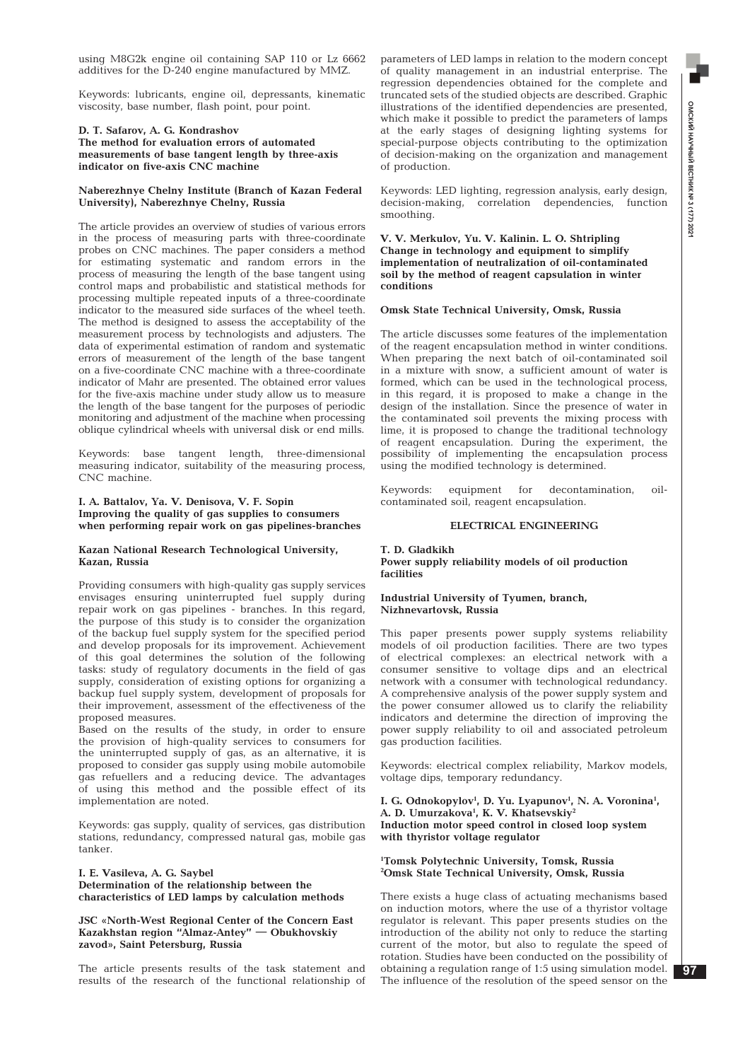using M8G2k engine oil containing SAP 110 or Lz 6662 additives for the D-240 engine manufactured by MMZ.

Keywords: lubricants, engine oil, depressants, kinematic viscosity, base number, flash point, pour point.

**D. T. Safarov, A. G. Kondrashov**
**The method for evaluation errors of automated measurements of base tangent length by three-axis indicator on five-axis CNC machine**

**Naberezhnye Chelny Institute (Branch of Kazan Federal University), Naberezhnye Chelny, Russia**

The article provides an overview of studies of various errors in the process of measuring parts with three-coordinate probes on CNC machines. The paper considers a method for estimating systematic and random errors in the process of measuring the length of the base tangent using control maps and probabilistic and statistical methods for processing multiple repeated inputs of a three-coordinate indicator to the measured side surfaces of the wheel teeth. The method is designed to assess the acceptability of the measurement process by technologists and adjusters. The data of experimental estimation of random and systematic errors of measurement of the length of the base tangent on a five-coordinate CNC machine with a three-coordinate indicator of Mahr are presented. The obtained error values for the five-axis machine under study allow us to measure the length of the base tangent for the purposes of periodic monitoring and adjustment of the machine when processing oblique cylindrical wheels with universal disk or end mills.

Keywords: base tangent length, three-dimensional measuring indicator, suitability of the measuring process, CNC machine.

**I. A. Battalov, Ya. V. Denisova, V. F. Sopin**
**Improving the quality of gas supplies to consumers when performing repair work on gas pipelines-branches**

**Kazan National Research Technological University, Kazan, Russia**

Providing consumers with high-quality gas supply services envisages ensuring uninterrupted fuel supply during repair work on gas pipelines - branches. In this regard, the purpose of this study is to consider the organization of the backup fuel supply system for the specified period and develop proposals for its improvement. Achievement of this goal determines the solution of the following tasks: study of regulatory documents in the field of gas supply, consideration of existing options for organizing a backup fuel supply system, development of proposals for their improvement, assessment of the effectiveness of the proposed measures.

Based on the results of the study, in order to ensure the provision of high-quality services to consumers for the uninterrupted supply of gas, as an alternative, it is proposed to consider gas supply using mobile automobile gas refuellers and a reducing device. The advantages of using this method and the possible effect of its implementation are noted.

Keywords: gas supply, quality of services, gas distribution stations, redundancy, compressed natural gas, mobile gas tanker.

**I. E. Vasileva, A. G. Saybel**
**Determination of the relationship between the characteristics of LED lamps by calculation methods**

**JSC «North-West Regional Center of the Concern East Kazakhstan region "Almaz-Antey" — Obukhovskiy zavod», Saint Petersburg, Russia**

The article presents results of the task statement and results of the research of the functional relationship of parameters of LED lamps in relation to the modern concept of quality management in an industrial enterprise. The regression dependencies obtained for the complete and truncated sets of the studied objects are described. Graphic illustrations of the identified dependencies are presented, which make it possible to predict the parameters of lamps at the early stages of designing lighting systems for special-purpose objects contributing to the optimization of decision-making on the organization and management of production.

Keywords: LED lighting, regression analysis, early design, decision-making, correlation dependencies, function smoothing.

**V. V. Merkulov, Yu. V. Kalinin. L. O. Shtripling**
**Change in technology and equipment to simplify implementation of neutralization of oil-contaminated soil by the method of reagent capsulation in winter conditions**

**Omsk State Technical University, Omsk, Russia**

The article discusses some features of the implementation of the reagent encapsulation method in winter conditions. When preparing the next batch of oil-contaminated soil in a mixture with snow, a sufficient amount of water is formed, which can be used in the technological process, in this regard, it is proposed to make a change in the design of the installation. Since the presence of water in the contaminated soil prevents the mixing process with lime, it is proposed to change the traditional technology of reagent encapsulation. During the experiment, the possibility of implementing the encapsulation process using the modified technology is determined.

Keywords: equipment for decontamination, oil-contaminated soil, reagent encapsulation.

## ELECTRICAL ENGINEERING

**T. D. Gladkikh**
**Power supply reliability models of oil production facilities**

**Industrial University of Tyumen, branch, Nizhnevartovsk, Russia**

This paper presents power supply systems reliability models of oil production facilities. There are two types of electrical complexes: an electrical network with a consumer sensitive to voltage dips and an electrical network with a consumer with technological redundancy. A comprehensive analysis of the power supply system and the power consumer allowed us to clarify the reliability indicators and determine the direction of improving the power supply reliability to oil and associated petroleum gas production facilities.

Keywords: electrical complex reliability, Markov models, voltage dips, temporary redundancy.

**I. G. Odnokopylov[1], D. Yu. Lyapunov[1], N. A. Voronina[1], A. D. Umurzakova[1], K. V. Khatsevskiy[2]**
**Induction motor speed control in closed loop system with thyristor voltage regulator**

**[1]Tomsk Polytechnic University, Tomsk, Russia**
**[2]Omsk State Technical University, Omsk, Russia**

There exists a huge class of actuating mechanisms based on induction motors, where the use of a thyristor voltage regulator is relevant. This paper presents studies on the introduction of the ability not only to reduce the starting current of the motor, but also to regulate the speed of rotation. Studies have been conducted on the possibility of obtaining a regulation range of 1:5 using simulation model. The influence of the resolution of the speed sensor on the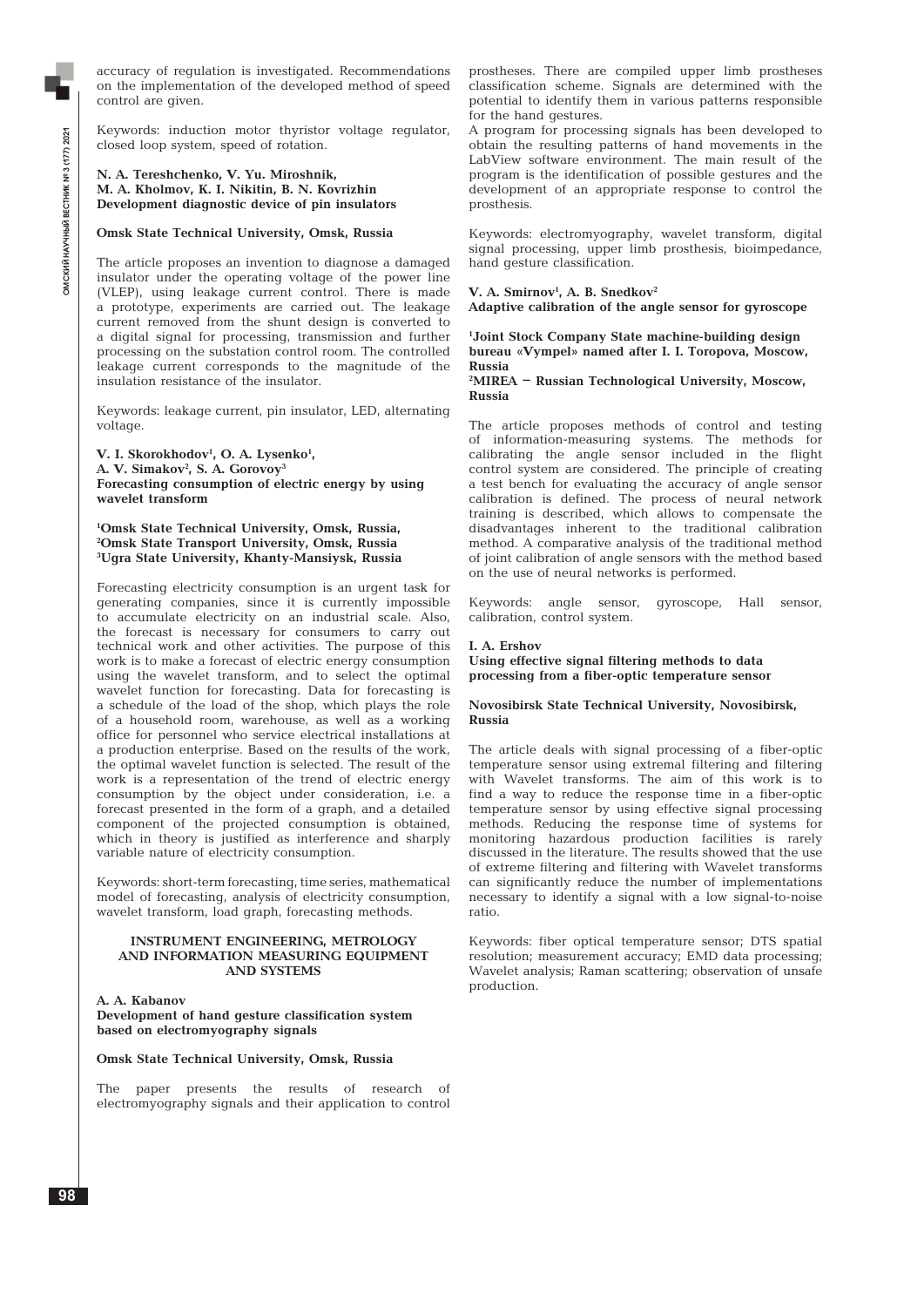accuracy of regulation is investigated. Recommendations on the implementation of the developed method of speed control are given.

Keywords: induction motor thyristor voltage regulator, closed loop system, speed of rotation.

**N. A. Tereshchenko, V. Yu. Miroshnik, M. A. Kholmov, K. I. Nikitin, B. N. Kovrizhin**
**Development diagnostic device of pin insulators**

**Omsk State Technical University, Omsk, Russia**

The article proposes an invention to diagnose a damaged insulator under the operating voltage of the power line (VLEP), using leakage current control. There is made a prototype, experiments are carried out. The leakage current removed from the shunt design is converted to a digital signal for processing, transmission and further processing on the substation control room. The controlled leakage current corresponds to the magnitude of the insulation resistance of the insulator.

Keywords: leakage current, pin insulator, LED, alternating voltage.

**V. I. Skorokhodov[1], O. A. Lysenko[1], A. V. Simakov[2], S. A. Gorovoy[3]**
**Forecasting consumption of electric energy by using wavelet transform**

**[1]Omsk State Technical University, Omsk, Russia,**
**[2]Omsk State Transport University, Omsk, Russia**
**[3]Ugra State University, Khanty-Mansiysk, Russia**

Forecasting electricity consumption is an urgent task for generating companies, since it is currently impossible to accumulate electricity on an industrial scale. Also, the forecast is necessary for consumers to carry out technical work and other activities. The purpose of this work is to make a forecast of electric energy consumption using the wavelet transform, and to select the optimal wavelet function for forecasting. Data for forecasting is a schedule of the load of the shop, which plays the role of a household room, warehouse, as well as a working office for personnel who service electrical installations at a production enterprise. Based on the results of the work, the optimal wavelet function is selected. The result of the work is a representation of the trend of electric energy consumption by the object under consideration, i.e. a forecast presented in the form of a graph, and a detailed component of the projected consumption is obtained, which in theory is justified as interference and sharply variable nature of electricity consumption.

Keywords: short-term forecasting, time series, mathematical model of forecasting, analysis of electricity consumption, wavelet transform, load graph, forecasting methods.

## INSTRUMENT ENGINEERING, METROLOGY AND INFORMATION MEASURING EQUIPMENT AND SYSTEMS

**A. A. Kabanov**
**Development of hand gesture classification system based on electromyography signals**

**Omsk State Technical University, Omsk, Russia**

The paper presents the results of research of electromyography signals and their application to control prostheses. There are compiled upper limb prostheses classification scheme. Signals are determined with the potential to identify them in various patterns responsible for the hand gestures.
A program for processing signals has been developed to obtain the resulting patterns of hand movements in the LabView software environment. The main result of the program is the identification of possible gestures and the development of an appropriate response to control the prosthesis.

Keywords: electromyography, wavelet transform, digital signal processing, upper limb prosthesis, bioimpedance, hand gesture classification.

**V. A. Smirnov[1], A. B. Snedkov[2]**
**Adaptive calibration of the angle sensor for gyroscope**

**[1]Joint Stock Company State machine-building design bureau «Vympel» named after I. I. Toropova, Moscow, Russia**
**[2]MIREA — Russian Technological University, Moscow, Russia**

The article proposes methods of control and testing of information-measuring systems. The methods for calibrating the angle sensor included in the flight control system are considered. The principle of creating a test bench for evaluating the accuracy of angle sensor calibration is defined. The process of neural network training is described, which allows to compensate the disadvantages inherent to the traditional calibration method. A comparative analysis of the traditional method of joint calibration of angle sensors with the method based on the use of neural networks is performed.

Keywords: angle sensor, gyroscope, Hall sensor, calibration, control system.

**I. A. Ershov**
**Using effective signal filtering methods to data processing from a fiber-optic temperature sensor**

**Novosibirsk State Technical University, Novosibirsk, Russia**

The article deals with signal processing of a fiber-optic temperature sensor using extremal filtering and filtering with Wavelet transforms. The aim of this work is to find a way to reduce the response time in a fiber-optic temperature sensor by using effective signal processing methods. Reducing the response time of systems for monitoring hazardous production facilities is rarely discussed in the literature. The results showed that the use of extreme filtering and filtering with Wavelet transforms can significantly reduce the number of implementations necessary to identify a signal with a low signal-to-noise ratio.

Keywords: fiber optical temperature sensor; DTS spatial resolution; measurement accuracy; EMD data processing; Wavelet analysis; Raman scattering; observation of unsafe production.